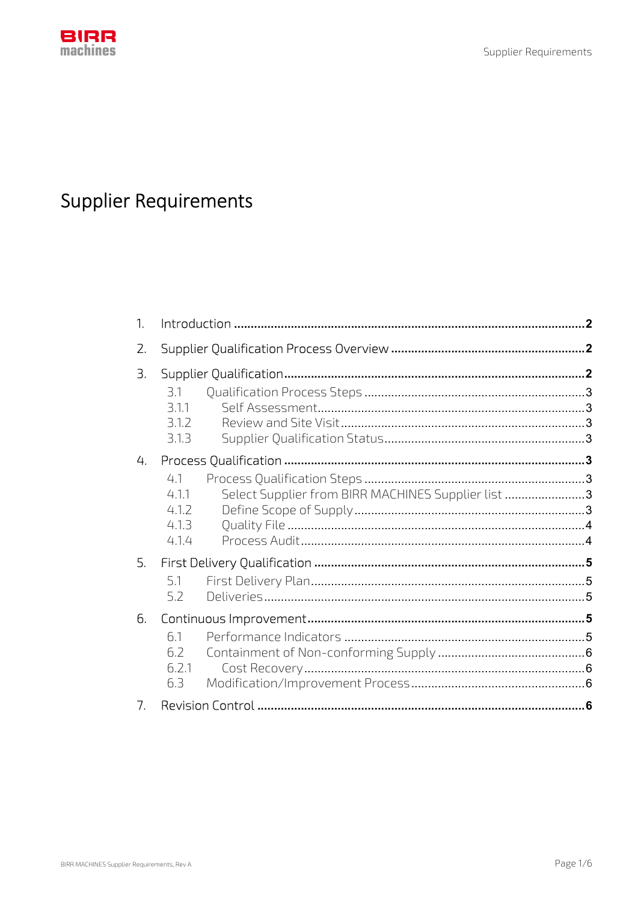# Supplier Requirements

1. Introduction ........ 2
2. Supplier Qualification Process Overview ........ 2
3. Supplier Qualification ........ 2
   - 3.1 Qualification Process Steps ........ 3
   - 3.1.1 Self Assessment ........ 3
   - 3.1.2 Review and Site Visit ........ 3
   - 3.1.3 Supplier Qualification Status ........ 3
4. Process Qualification ........ 3
   - 4.1 Process Qualification Steps ........ 3
   - 4.1.1 Select Supplier from BIRR MACHINES Supplier list ........ 3
   - 4.1.2 Define Scope of Supply ........ 3
   - 4.1.3 Quality File ........ 4
   - 4.1.4 Process Audit ........ 4
5. First Delivery Qualification ........ 5
   - 5.1 First Delivery Plan ........ 5
   - 5.2 Deliveries ........ 5
6. Continuous Improvement ........ 5
   - 6.1 Performance Indicators ........ 5
   - 6.2 Containment of Non-conforming Supply ........ 6
   - 6.2.1 Cost Recovery ........ 6
   - 6.3 Modification/Improvement Process ........ 6
7. Revision Control ........ 6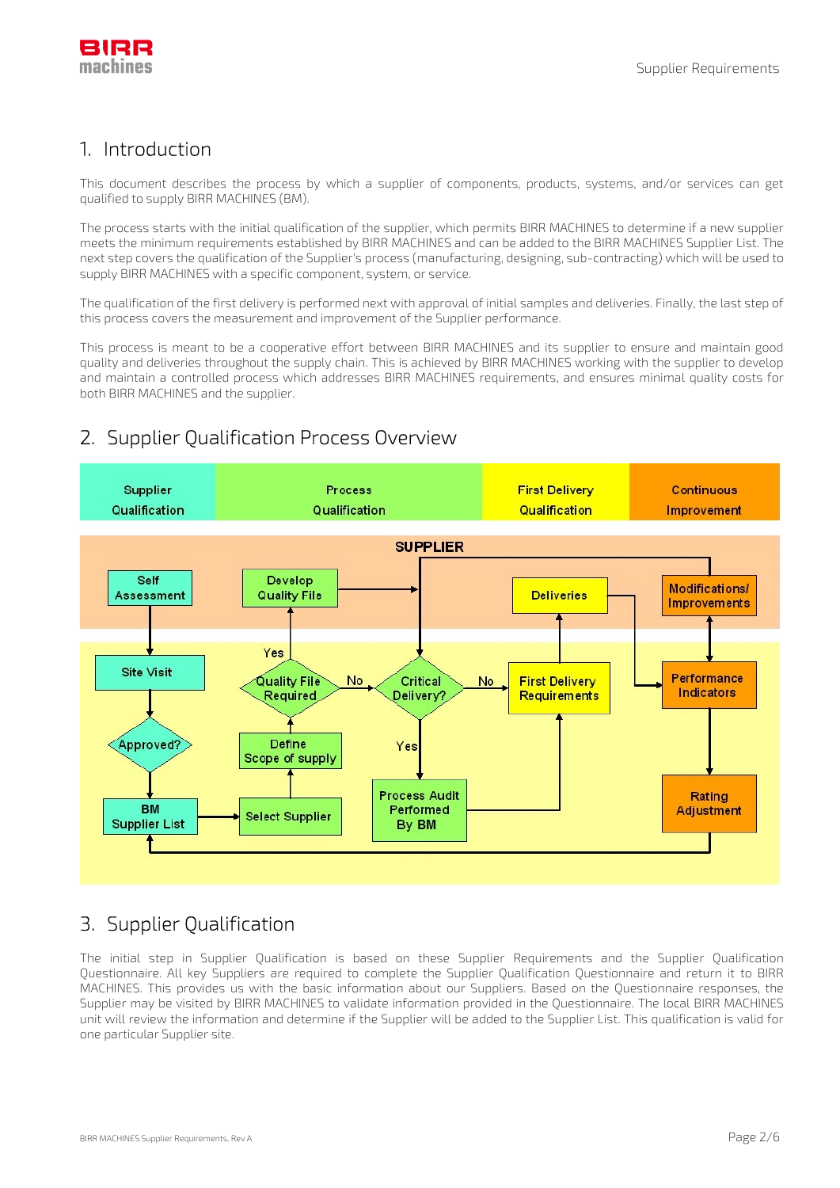# 1. Introduction

This document describes the process by which a supplier of components, products, systems, and/or services can get qualified to supply BIRR MACHINES (BM).

The process starts with the initial qualification of the supplier, which permits BIRR MACHINES to determine if a new supplier meets the minimum requirements established by BIRR MACHINES and can be added to the BIRR MACHINES Supplier List. The next step covers the qualification of the Supplier's process (manufacturing, designing, sub-contracting) which will be used to supply BIRR MACHINES with a specific component, system, or service.

The qualification of the first delivery is performed next with approval of initial samples and deliveries. Finally, the last step of this process covers the measurement and improvement of the Supplier performance.

This process is meant to be a cooperative effort between BIRR MACHINES and its supplier to ensure and maintain good quality and deliveries throughout the supply chain. This is achieved by BIRR MACHINES working with the supplier to develop and maintain a controlled process which addresses BIRR MACHINES requirements, and ensures minimal quality costs for both BIRR MACHINES and the supplier.

# 2. Supplier Qualification Process Overview

| Supplier Qualification | Process Qualification | First Delivery Qualification | Continuous Improvement |
|---|---|---|---|

# 3. Supplier Qualification

The initial step in Supplier Qualification is based on these Supplier Requirements and the Supplier Qualification Questionnaire. All key Suppliers are required to complete the Supplier Qualification Questionnaire and return it to BIRR MACHINES. This provides us with the basic information about our Suppliers. Based on the Questionnaire responses, the Supplier may be visited by BIRR MACHINES to validate information provided in the Questionnaire. The local BIRR MACHINES unit will review the information and determine if the Supplier will be added to the Supplier List. This qualification is valid for one particular Supplier site.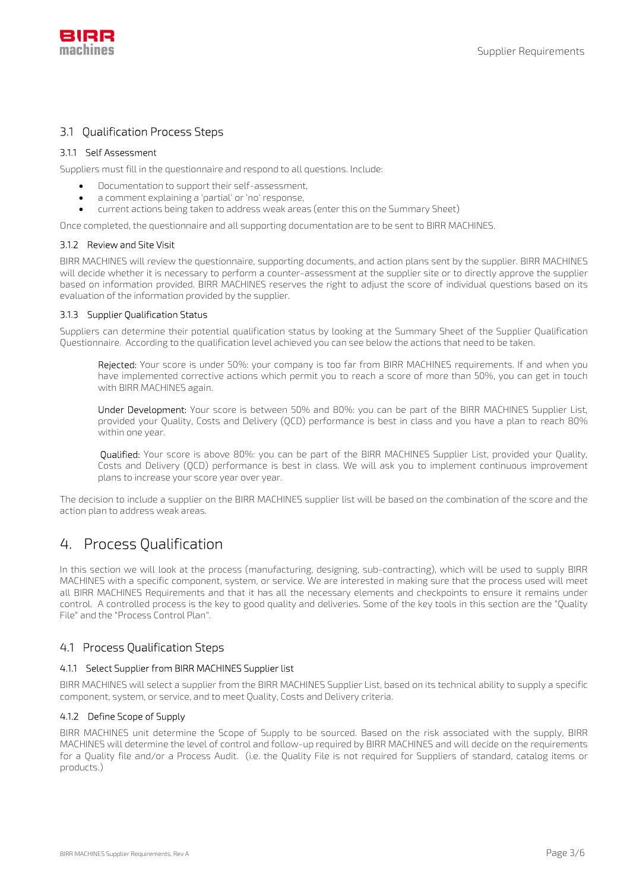## 3.1 Qualification Process Steps

### 3.1.1 Self Assessment

Suppliers must fill in the questionnaire and respond to all questions. Include:

- Documentation to support their self-assessment,
- a comment explaining a 'partial' or 'no' response,
- current actions being taken to address weak areas (enter this on the Summary Sheet)

Once completed, the questionnaire and all supporting documentation are to be sent to BIRR MACHINES.

### 3.1.2 Review and Site Visit

BIRR MACHINES will review the questionnaire, supporting documents, and action plans sent by the supplier. BIRR MACHINES will decide whether it is necessary to perform a counter-assessment at the supplier site or to directly approve the supplier based on information provided. BIRR MACHINES reserves the right to adjust the score of individual questions based on its evaluation of the information provided by the supplier.

### 3.1.3 Supplier Qualification Status

Suppliers can determine their potential qualification status by looking at the Summary Sheet of the Supplier Qualification Questionnaire. According to the qualification level achieved you can see below the actions that need to be taken.

> Rejected: Your score is under 50%: your company is too far from BIRR MACHINES requirements. If and when you have implemented corrective actions which permit you to reach a score of more than 50%, you can get in touch with BIRR MACHINES again.
>
> Under Development: Your score is between 50% and 80%: you can be part of the BIRR MACHINES Supplier List, provided your Quality, Costs and Delivery (QCD) performance is best in class and you have a plan to reach 80% within one year.
>
> Qualified: Your score is above 80%: you can be part of the BIRR MACHINES Supplier List, provided your Quality, Costs and Delivery (QCD) performance is best in class. We will ask you to implement continuous improvement plans to increase your score year over year.

The decision to include a supplier on the BIRR MACHINES supplier list will be based on the combination of the score and the action plan to address weak areas.

# 4. Process Qualification

In this section we will look at the process (manufacturing, designing, sub-contracting), which will be used to supply BIRR MACHINES with a specific component, system, or service. We are interested in making sure that the process used will meet all BIRR MACHINES Requirements and that it has all the necessary elements and checkpoints to ensure it remains under control. A controlled process is the key to good quality and deliveries. Some of the key tools in this section are the "Quality File" and the "Process Control Plan".

## 4.1 Process Qualification Steps

### 4.1.1 Select Supplier from BIRR MACHINES Supplier list

BIRR MACHINES will select a supplier from the BIRR MACHINES Supplier List, based on its technical ability to supply a specific component, system, or service, and to meet Quality, Costs and Delivery criteria.

### 4.1.2 Define Scope of Supply

BIRR MACHINES unit determine the Scope of Supply to be sourced. Based on the risk associated with the supply, BIRR MACHINES will determine the level of control and follow-up required by BIRR MACHINES and will decide on the requirements for a Quality file and/or a Process Audit. (i.e. the Quality File is not required for Suppliers of standard, catalog items or products.)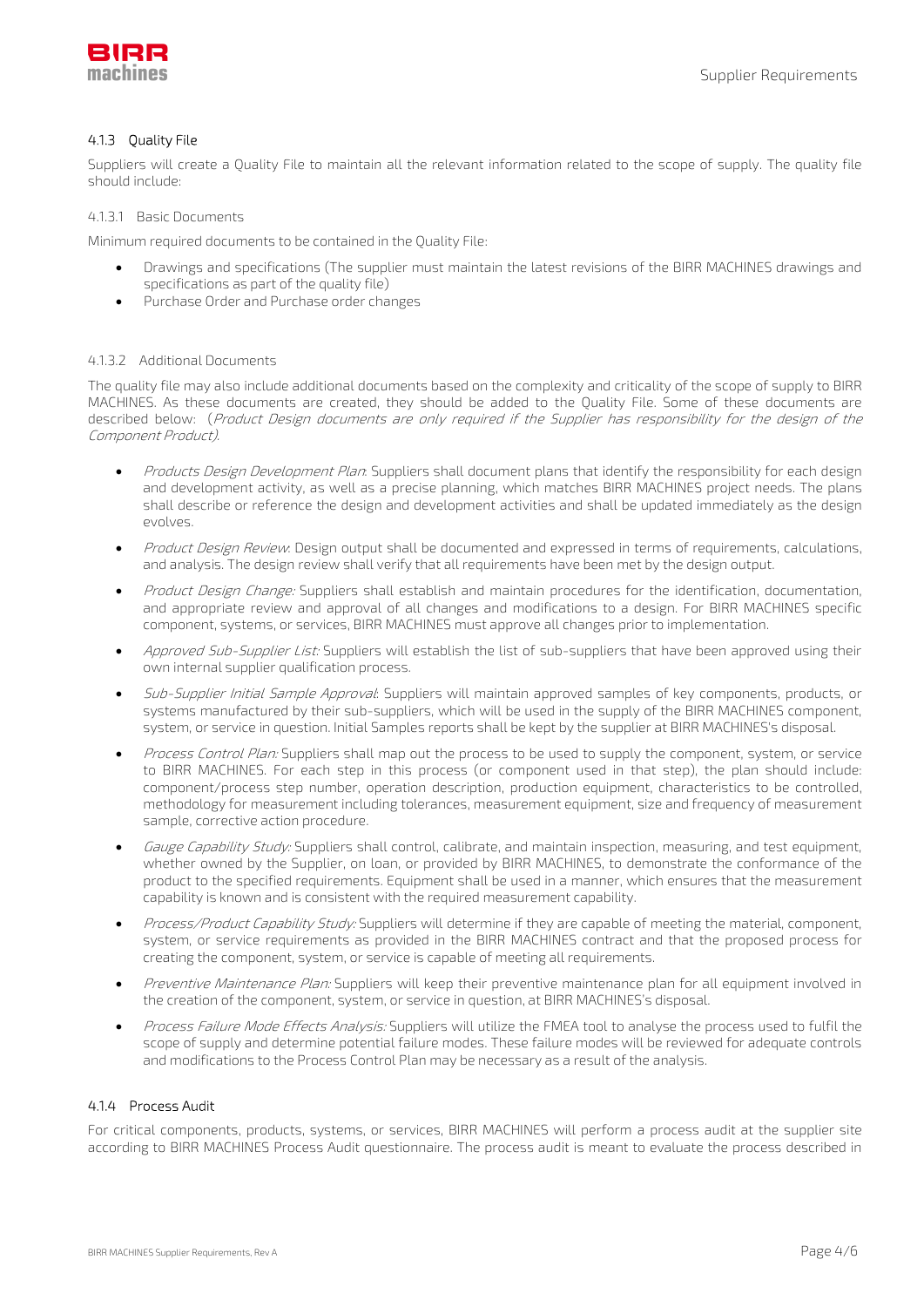#### 4.1.3 Quality File

Suppliers will create a Quality File to maintain all the relevant information related to the scope of supply. The quality file should include:

##### 4.1.3.1 Basic Documents

Minimum required documents to be contained in the Quality File:

- Drawings and specifications (The supplier must maintain the latest revisions of the BIRR MACHINES drawings and specifications as part of the quality file)
- Purchase Order and Purchase order changes

##### 4.1.3.2 Additional Documents

The quality file may also include additional documents based on the complexity and criticality of the scope of supply to BIRR MACHINES. As these documents are created, they should be added to the Quality File. Some of these documents are described below: (*Product Design documents are only required if the Supplier has responsibility for the design of the Component Product).*

- *Products Design Development Plan*: Suppliers shall document plans that identify the responsibility for each design and development activity, as well as a precise planning, which matches BIRR MACHINES project needs. The plans shall describe or reference the design and development activities and shall be updated immediately as the design evolves.
- *Product Design Review*: Design output shall be documented and expressed in terms of requirements, calculations, and analysis. The design review shall verify that all requirements have been met by the design output.
- *Product Design Change:* Suppliers shall establish and maintain procedures for the identification, documentation, and appropriate review and approval of all changes and modifications to a design. For BIRR MACHINES specific component, systems, or services, BIRR MACHINES must approve all changes prior to implementation.
- *Approved Sub-Supplier List:* Suppliers will establish the list of sub-suppliers that have been approved using their own internal supplier qualification process.
- *Sub-Supplier Initial Sample Approval*: Suppliers will maintain approved samples of key components, products, or systems manufactured by their sub-suppliers, which will be used in the supply of the BIRR MACHINES component, system, or service in question. Initial Samples reports shall be kept by the supplier at BIRR MACHINES's disposal.
- *Process Control Plan:* Suppliers shall map out the process to be used to supply the component, system, or service to BIRR MACHINES. For each step in this process (or component used in that step), the plan should include: component/process step number, operation description, production equipment, characteristics to be controlled, methodology for measurement including tolerances, measurement equipment, size and frequency of measurement sample, corrective action procedure.
- *Gauge Capability Study:* Suppliers shall control, calibrate, and maintain inspection, measuring, and test equipment, whether owned by the Supplier, on loan, or provided by BIRR MACHINES, to demonstrate the conformance of the product to the specified requirements. Equipment shall be used in a manner, which ensures that the measurement capability is known and is consistent with the required measurement capability.
- *Process/Product Capability Study:* Suppliers will determine if they are capable of meeting the material, component, system, or service requirements as provided in the BIRR MACHINES contract and that the proposed process for creating the component, system, or service is capable of meeting all requirements.
- *Preventive Maintenance Plan:* Suppliers will keep their preventive maintenance plan for all equipment involved in the creation of the component, system, or service in question, at BIRR MACHINES's disposal.
- *Process Failure Mode Effects Analysis:* Suppliers will utilize the FMEA tool to analyse the process used to fulfil the scope of supply and determine potential failure modes. These failure modes will be reviewed for adequate controls and modifications to the Process Control Plan may be necessary as a result of the analysis.

#### 4.1.4 Process Audit

For critical components, products, systems, or services, BIRR MACHINES will perform a process audit at the supplier site according to BIRR MACHINES Process Audit questionnaire. The process audit is meant to evaluate the process described in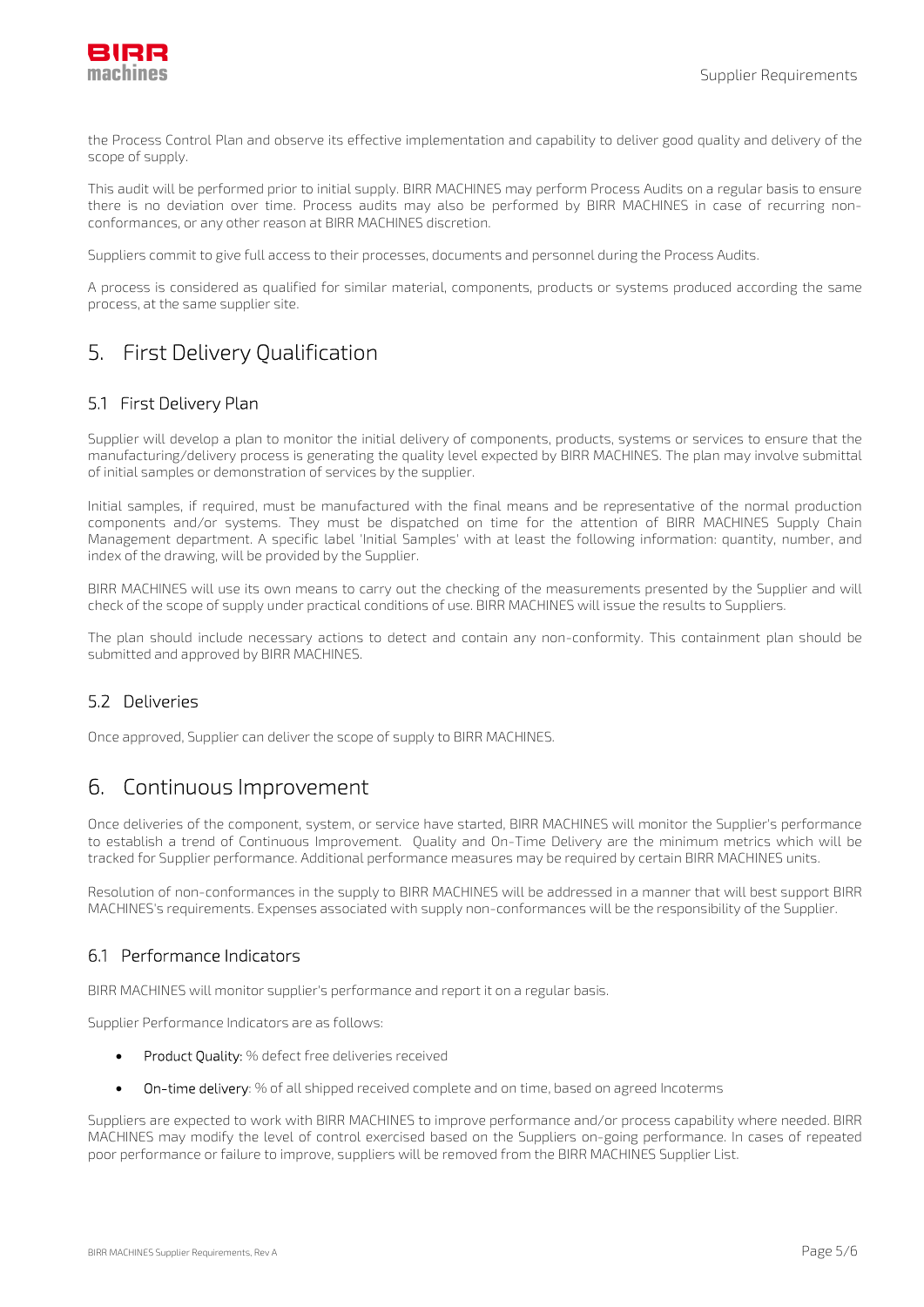the Process Control Plan and observe its effective implementation and capability to deliver good quality and delivery of the scope of supply.

This audit will be performed prior to initial supply. BIRR MACHINES may perform Process Audits on a regular basis to ensure there is no deviation over time. Process audits may also be performed by BIRR MACHINES in case of recurring non-conformances, or any other reason at BIRR MACHINES discretion.

Suppliers commit to give full access to their processes, documents and personnel during the Process Audits.

A process is considered as qualified for similar material, components, products or systems produced according the same process, at the same supplier site.

# 5. First Delivery Qualification

## 5.1 First Delivery Plan

Supplier will develop a plan to monitor the initial delivery of components, products, systems or services to ensure that the manufacturing/delivery process is generating the quality level expected by BIRR MACHINES. The plan may involve submittal of initial samples or demonstration of services by the supplier.

Initial samples, if required, must be manufactured with the final means and be representative of the normal production components and/or systems. They must be dispatched on time for the attention of BIRR MACHINES Supply Chain Management department. A specific label 'Initial Samples' with at least the following information: quantity, number, and index of the drawing, will be provided by the Supplier.

BIRR MACHINES will use its own means to carry out the checking of the measurements presented by the Supplier and will check of the scope of supply under practical conditions of use. BIRR MACHINES will issue the results to Suppliers.

The plan should include necessary actions to detect and contain any non-conformity. This containment plan should be submitted and approved by BIRR MACHINES.

## 5.2 Deliveries

Once approved, Supplier can deliver the scope of supply to BIRR MACHINES.

# 6. Continuous Improvement

Once deliveries of the component, system, or service have started, BIRR MACHINES will monitor the Supplier's performance to establish a trend of Continuous Improvement. Quality and On-Time Delivery are the minimum metrics which will be tracked for Supplier performance. Additional performance measures may be required by certain BIRR MACHINES units.

Resolution of non-conformances in the supply to BIRR MACHINES will be addressed in a manner that will best support BIRR MACHINES's requirements. Expenses associated with supply non-conformances will be the responsibility of the Supplier.

## 6.1 Performance Indicators

BIRR MACHINES will monitor supplier's performance and report it on a regular basis.

Supplier Performance Indicators are as follows:

- Product Quality: % defect free deliveries received
- On-time delivery: % of all shipped received complete and on time, based on agreed Incoterms

Suppliers are expected to work with BIRR MACHINES to improve performance and/or process capability where needed. BIRR MACHINES may modify the level of control exercised based on the Suppliers on-going performance. In cases of repeated poor performance or failure to improve, suppliers will be removed from the BIRR MACHINES Supplier List.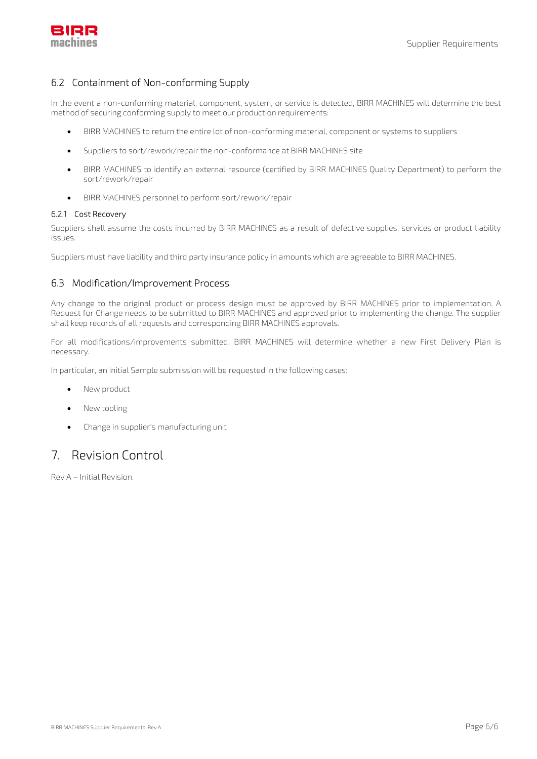### 6.2 Containment of Non-conforming Supply

In the event a non-conforming material, component, system, or service is detected, BIRR MACHINES will determine the best method of securing conforming supply to meet our production requirements:

- BIRR MACHINES to return the entire lot of non-conforming material, component or systems to suppliers
- Suppliers to sort/rework/repair the non-conformance at BIRR MACHINES site
- BIRR MACHINES to identify an external resource (certified by BIRR MACHINES Quality Department) to perform the sort/rework/repair
- BIRR MACHINES personnel to perform sort/rework/repair

#### 6.2.1 Cost Recovery

Suppliers shall assume the costs incurred by BIRR MACHINES as a result of defective supplies, services or product liability issues.

Suppliers must have liability and third party insurance policy in amounts which are agreeable to BIRR MACHINES.

### 6.3 Modification/Improvement Process

Any change to the original product or process design must be approved by BIRR MACHINES prior to implementation. A Request for Change needs to be submitted to BIRR MACHINES and approved prior to implementing the change. The supplier shall keep records of all requests and corresponding BIRR MACHINES approvals.

For all modifications/improvements submitted, BIRR MACHINES will determine whether a new First Delivery Plan is necessary.

In particular, an Initial Sample submission will be requested in the following cases:

- New product
- New tooling
- Change in supplier's manufacturing unit

## 7. Revision Control

Rev A – Initial Revision.